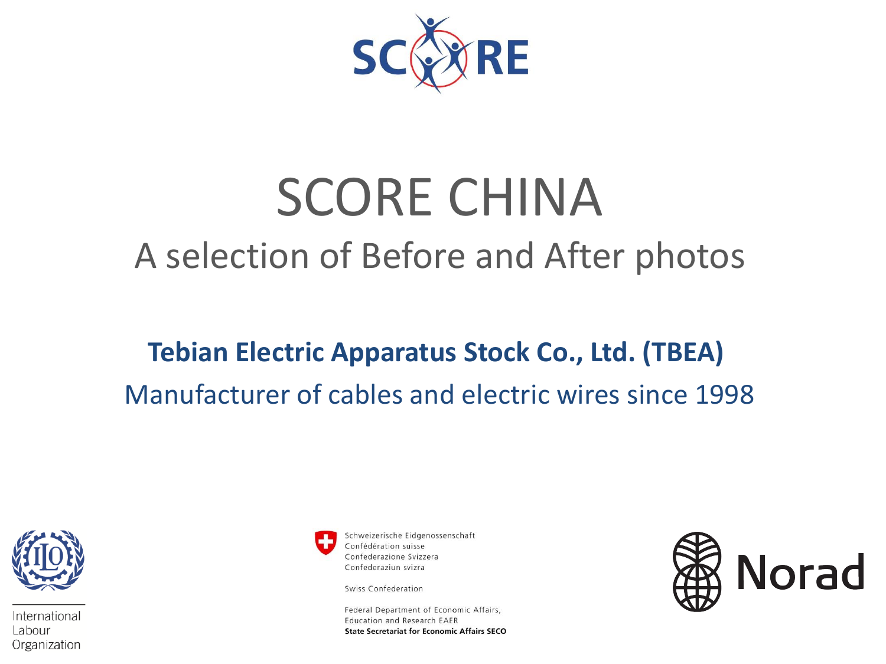# SCORE CHINA

## A selection of Before and After photos

**Tebian Electric Apparatus Stock Co., Ltd. (TBEA)**

Manufacturer of cables and electric wires since 1998

International Labour Organization

Schweizerische Eidgenossenschaft
Confédération suisse
Confederazione Svizzera
Confederaziun svizra

Swiss Confederation

Federal Department of Economic Affairs, Education and Research EAER
**State Secretariat for Economic Affairs SECO**

Norad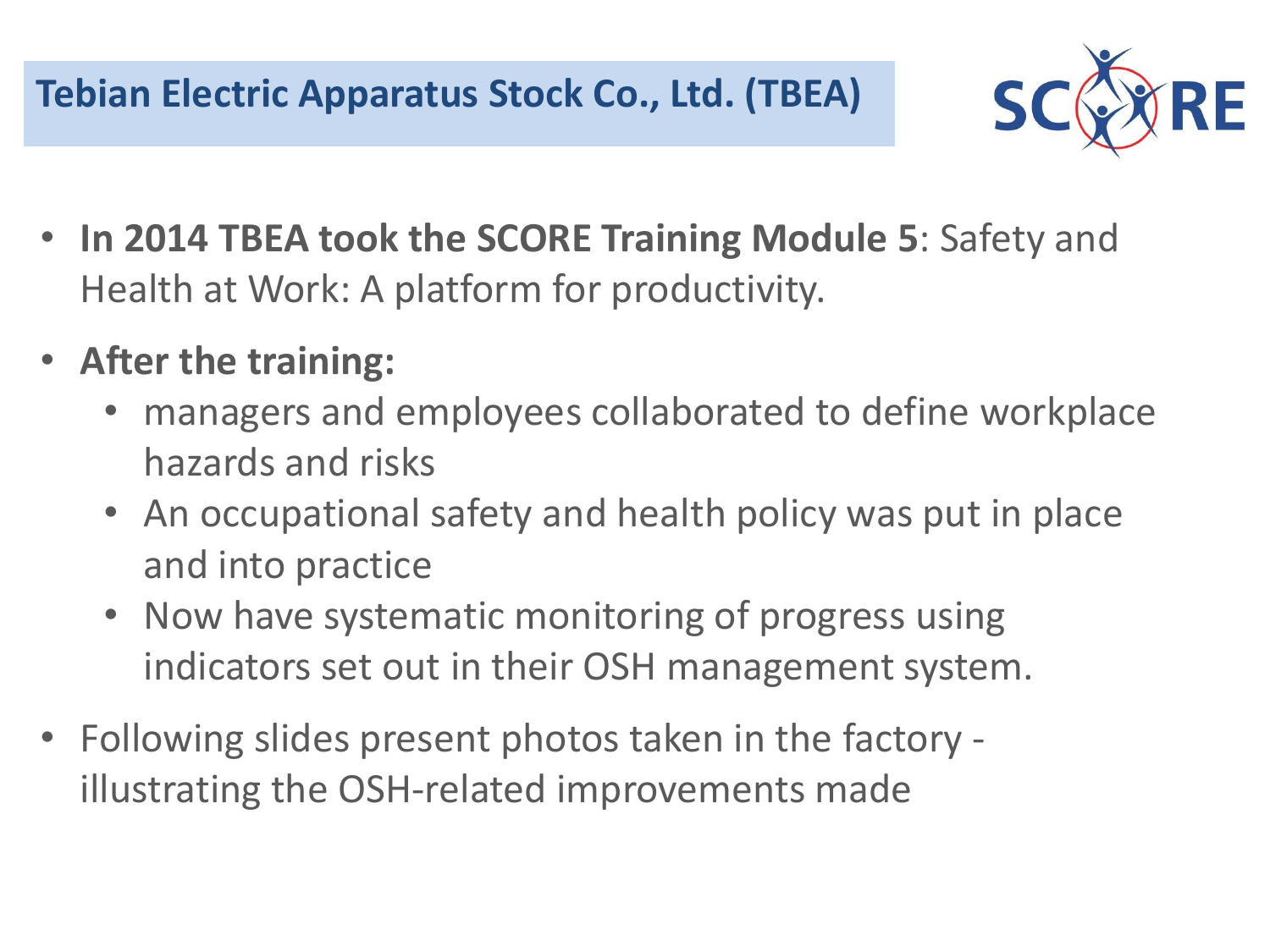## Tebian Electric Apparatus Stock Co., Ltd. (TBEA)

- **In 2014 TBEA took the SCORE Training Module 5**: Safety and Health at Work: A platform for productivity.
- **After the training:**
  - managers and employees collaborated to define workplace hazards and risks
  - An occupational safety and health policy was put in place and into practice
  - Now have systematic monitoring of progress using indicators set out in their OSH management system.
- Following slides present photos taken in the factory - illustrating the OSH-related improvements made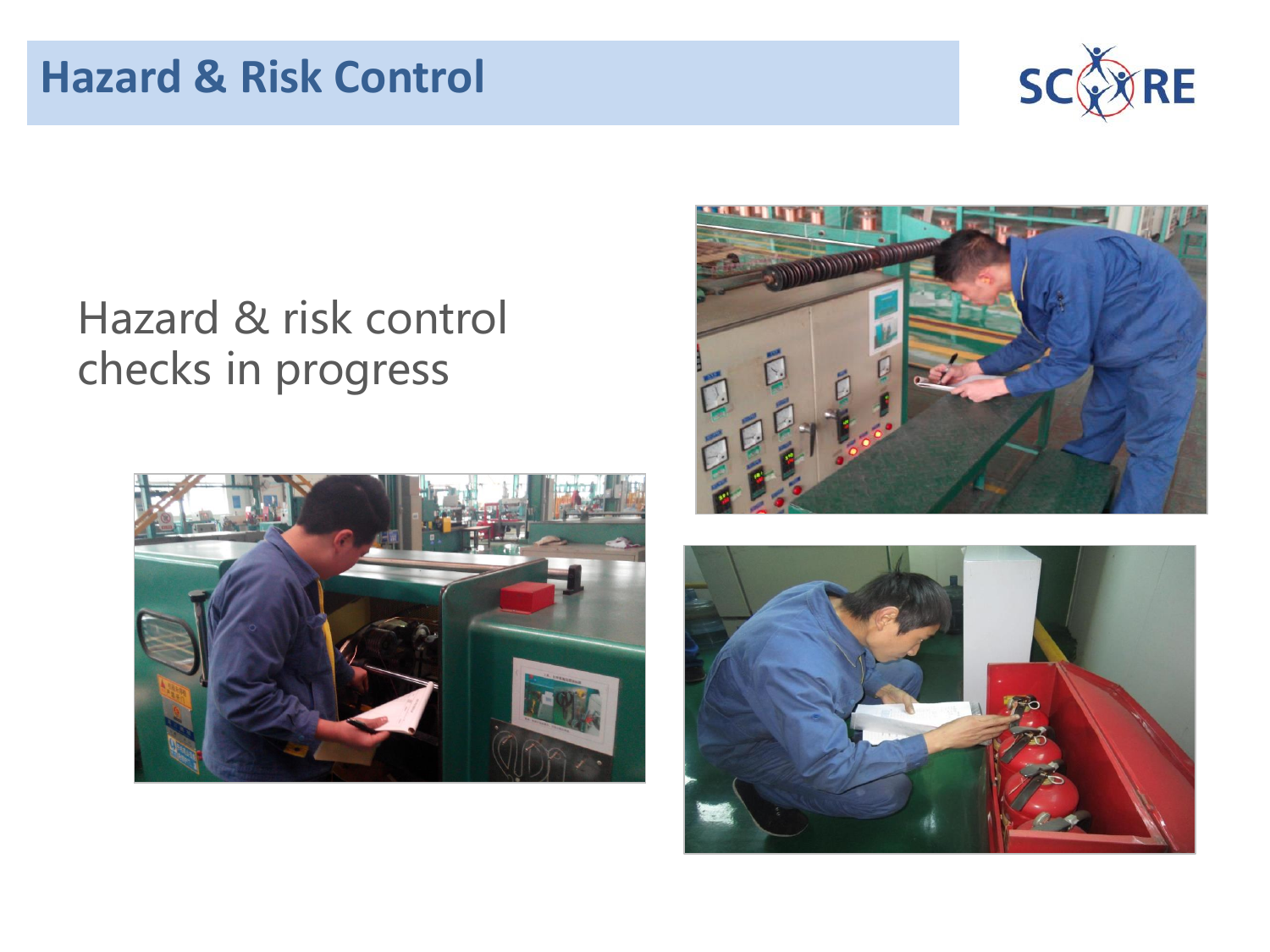# Hazard & Risk Control

Hazard & risk control checks in progress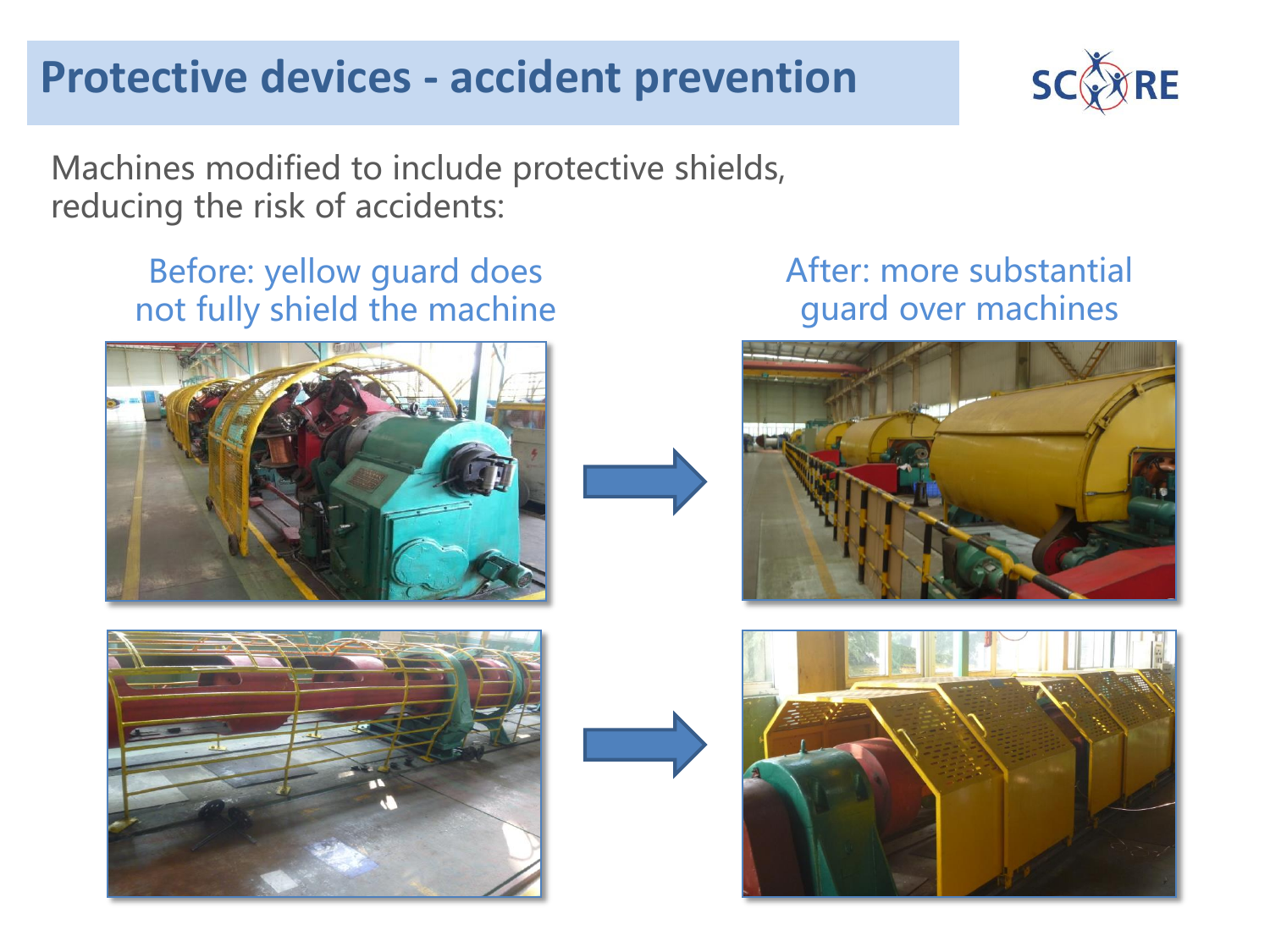# Protective devices - accident prevention

Machines modified to include protective shields, reducing the risk of accidents:

Before: yellow guard does not fully shield the machine

After: more substantial guard over machines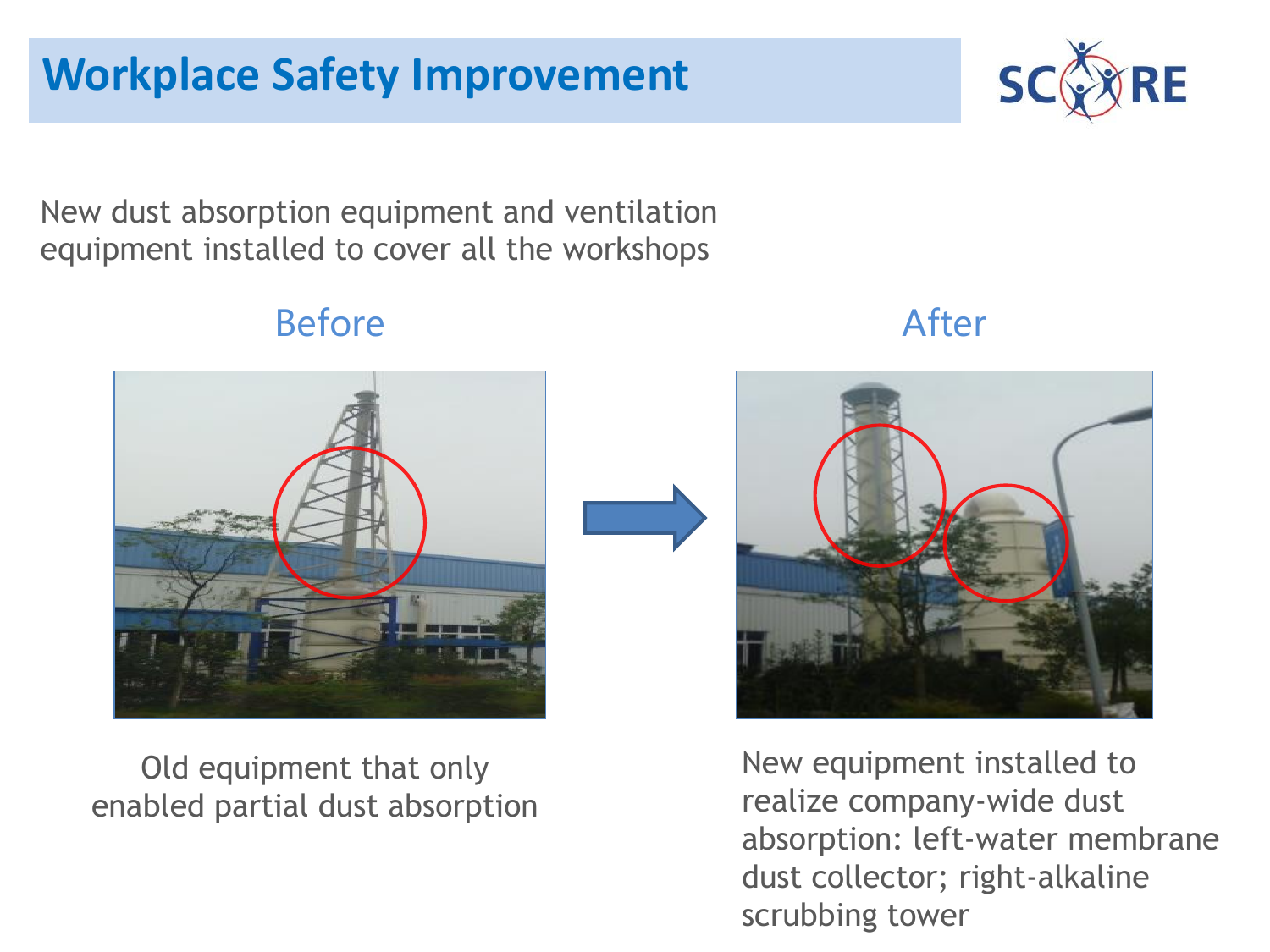# Workplace Safety Improvement

New dust absorption equipment and ventilation equipment installed to cover all the workshops

**Before**

Old equipment that only enabled partial dust absorption

**After**

New equipment installed to realize company-wide dust absorption: left-water membrane dust collector; right-alkaline scrubbing tower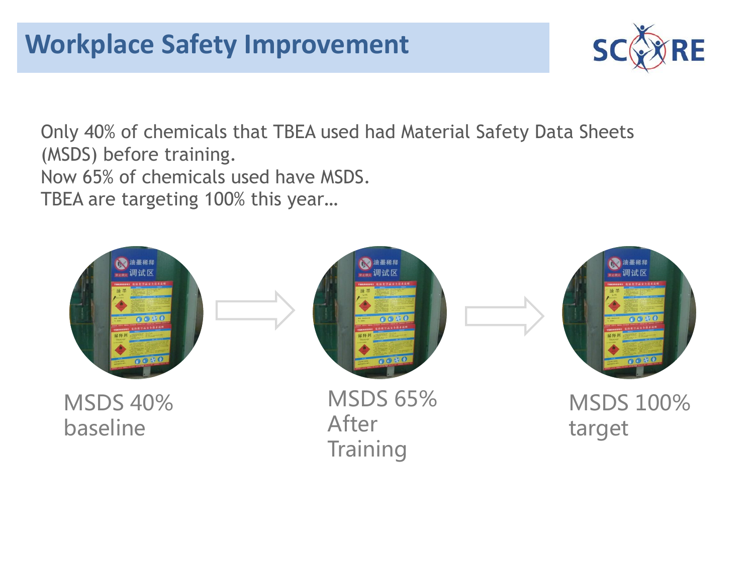# Workplace Safety Improvement

Only 40% of chemicals that TBEA used had Material Safety Data Sheets (MSDS) before training.
Now 65% of chemicals used have MSDS.
TBEA are targeting 100% this year…

MSDS 40% baseline

MSDS 65% After Training

MSDS 100% target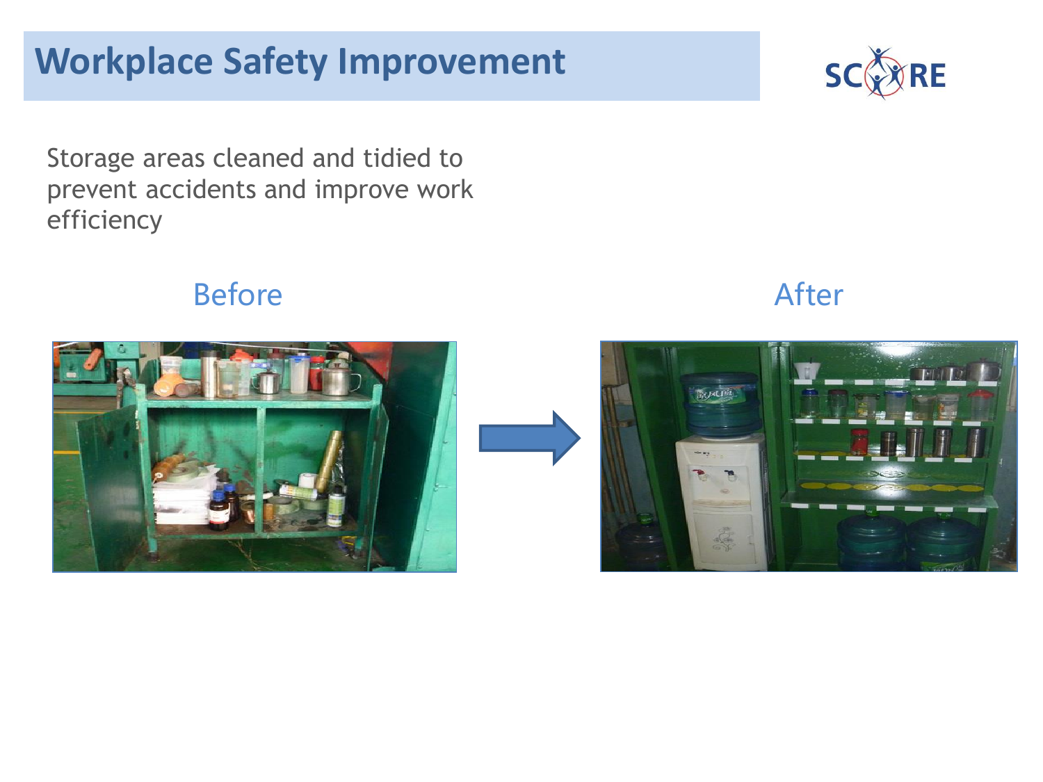# Workplace Safety Improvement

Storage areas cleaned and tidied to prevent accidents and improve work efficiency

Before

After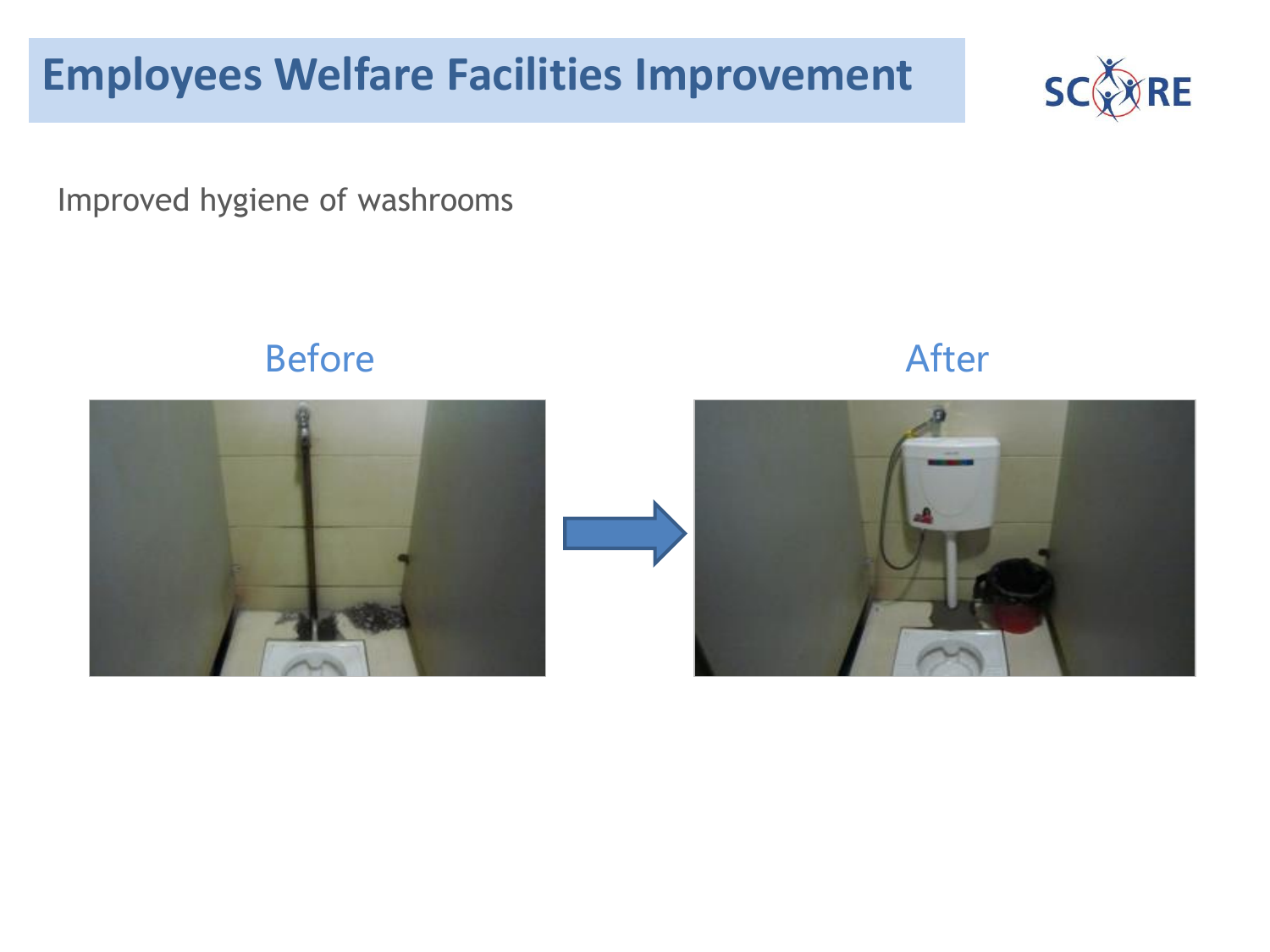# Employees Welfare Facilities Improvement

Improved hygiene of washrooms

Before

After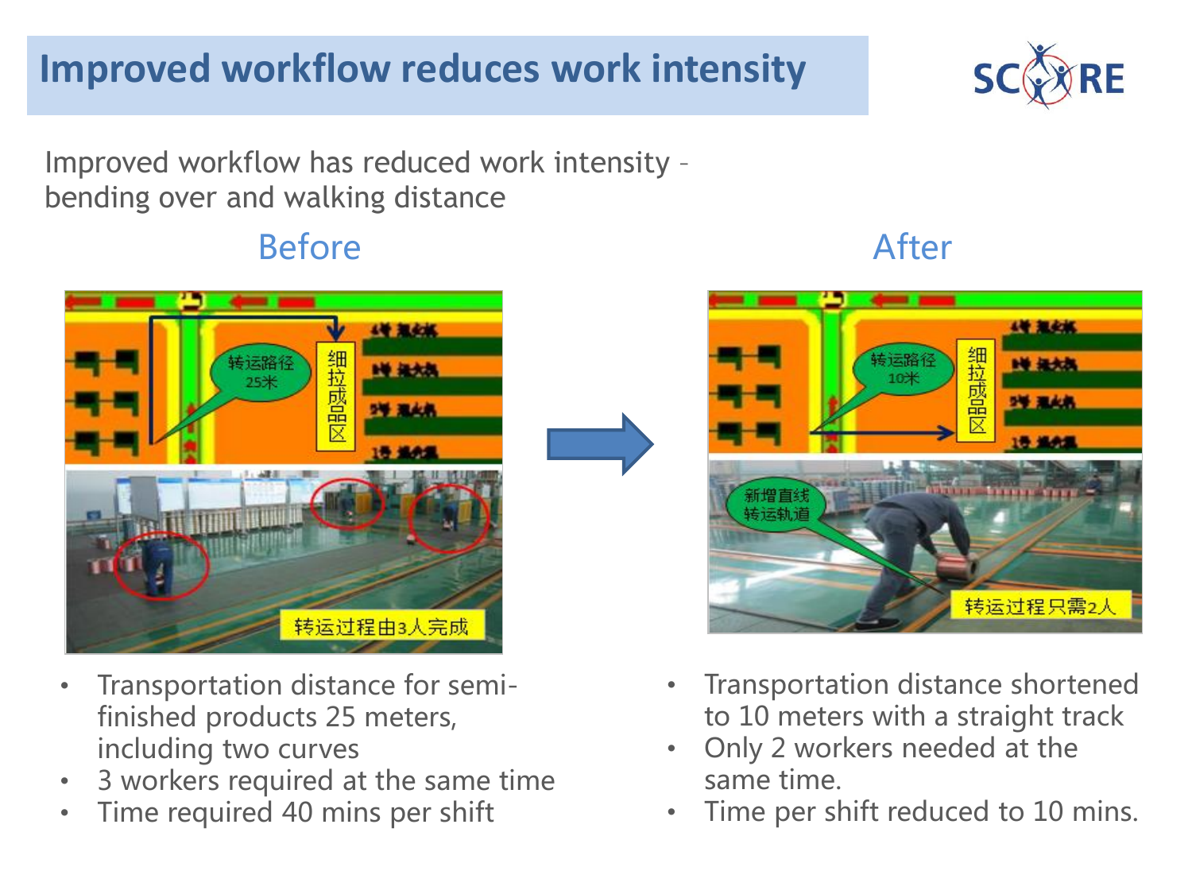# Improved workflow reduces work intensity

Improved workflow has reduced work intensity – bending over and walking distance

## Before

- Transportation distance for semi-finished products 25 meters, including two curves
- 3 workers required at the same time
- Time required 40 mins per shift

## After

- Transportation distance shortened to 10 meters with a straight track
- Only 2 workers needed at the same time.
- Time per shift reduced to 10 mins.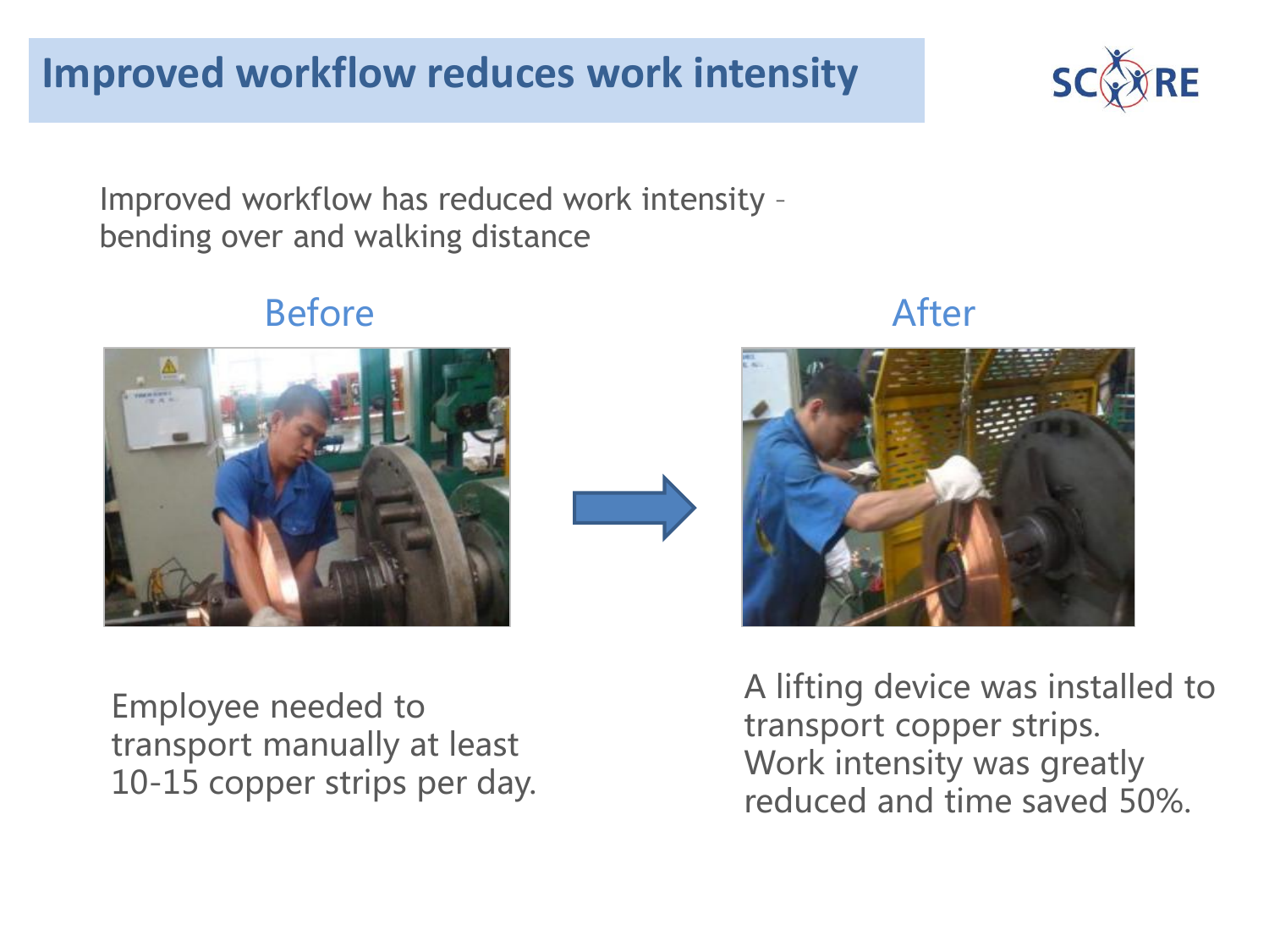# Improved workflow reduces work intensity

Improved workflow has reduced work intensity – bending over and walking distance

**Before**

Employee needed to transport manually at least 10-15 copper strips per day.

**After**

A lifting device was installed to transport copper strips. Work intensity was greatly reduced and time saved 50%.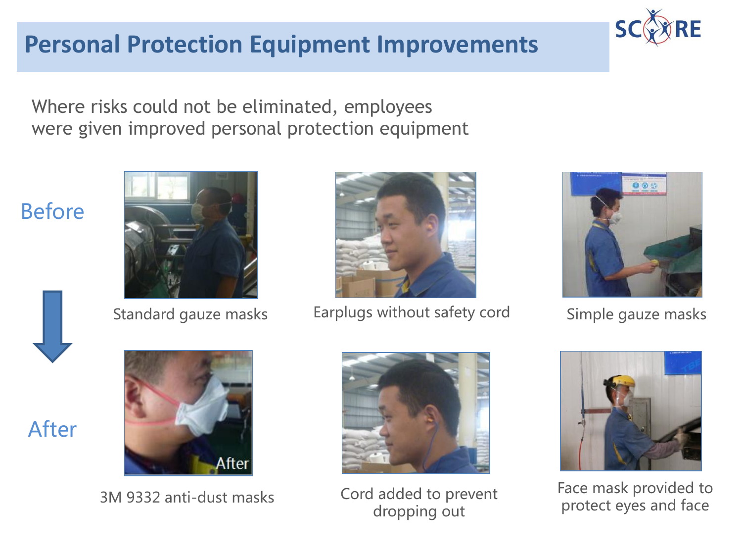# Personal Protection Equipment Improvements

SCORE

Where risks could not be eliminated, employees were given improved personal protection equipment

Before

Standard gauze masks

Earplugs without safety cord

Simple gauze masks

After

3M 9332 anti-dust masks

Cord added to prevent dropping out

Face mask provided to protect eyes and face